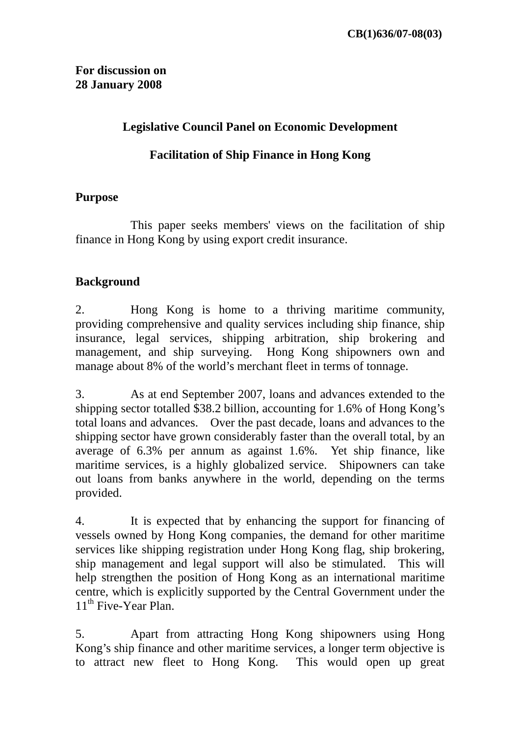**CB(1)636/07-08(03)**

**For discussion on**
**28 January 2008**

## Legislative Council Panel on Economic Development

## Facilitation of Ship Finance in Hong Kong

### Purpose

This paper seeks members' views on the facilitation of ship finance in Hong Kong by using export credit insurance.

### Background

2. Hong Kong is home to a thriving maritime community, providing comprehensive and quality services including ship finance, ship insurance, legal services, shipping arbitration, ship brokering and management, and ship surveying. Hong Kong shipowners own and manage about 8% of the world's merchant fleet in terms of tonnage.

3. As at end September 2007, loans and advances extended to the shipping sector totalled $38.2 billion, accounting for 1.6% of Hong Kong's total loans and advances. Over the past decade, loans and advances to the shipping sector have grown considerably faster than the overall total, by an average of 6.3% per annum as against 1.6%. Yet ship finance, like maritime services, is a highly globalized service. Shipowners can take out loans from banks anywhere in the world, depending on the terms provided.

4. It is expected that by enhancing the support for financing of vessels owned by Hong Kong companies, the demand for other maritime services like shipping registration under Hong Kong flag, ship brokering, ship management and legal support will also be stimulated. This will help strengthen the position of Hong Kong as an international maritime centre, which is explicitly supported by the Central Government under the 11th Five-Year Plan.

5. Apart from attracting Hong Kong shipowners using Hong Kong's ship finance and other maritime services, a longer term objective is to attract new fleet to Hong Kong. This would open up great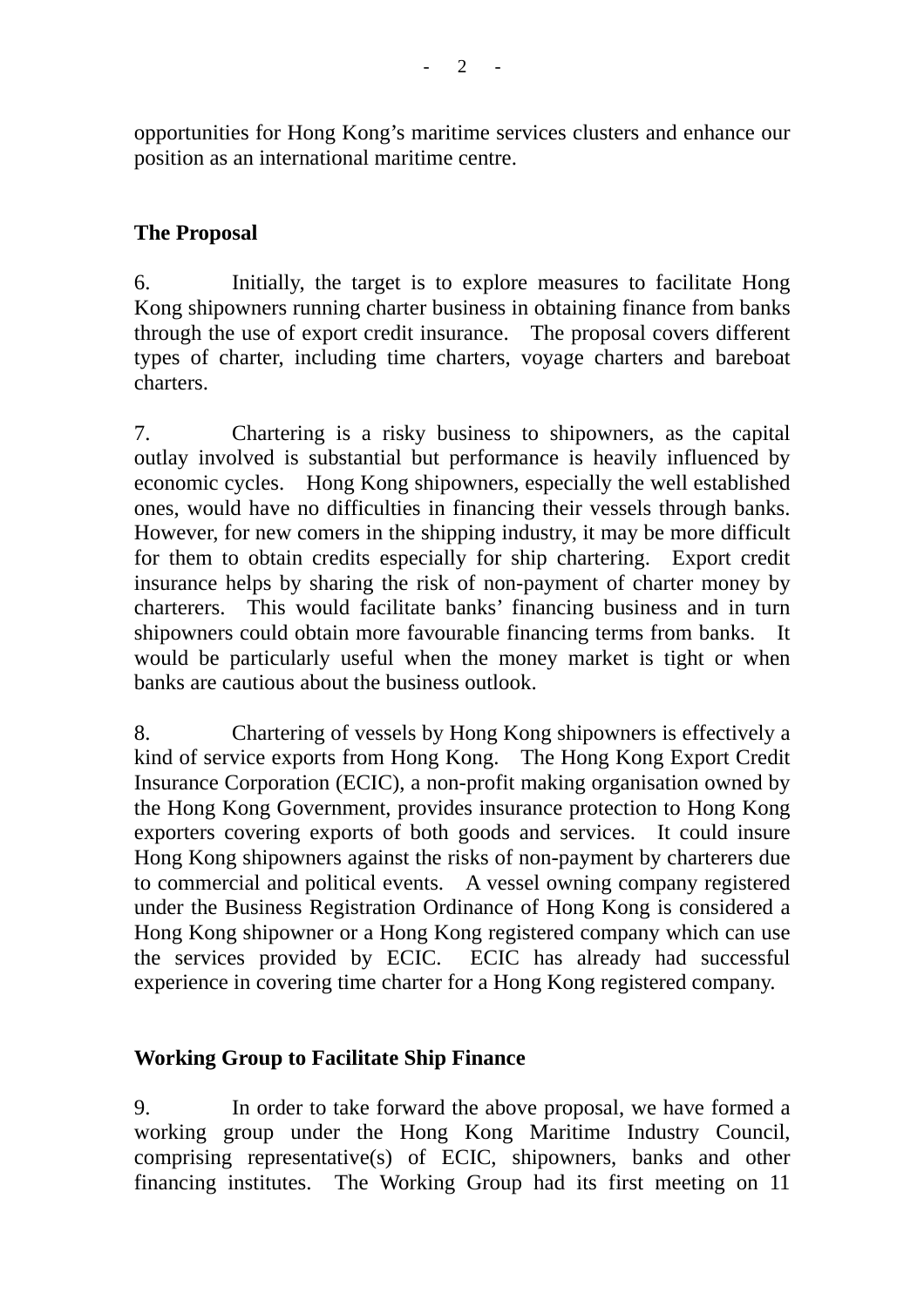opportunities for Hong Kong's maritime services clusters and enhance our position as an international maritime centre.

**The Proposal**

6. Initially, the target is to explore measures to facilitate Hong Kong shipowners running charter business in obtaining finance from banks through the use of export credit insurance. The proposal covers different types of charter, including time charters, voyage charters and bareboat charters.

7. Chartering is a risky business to shipowners, as the capital outlay involved is substantial but performance is heavily influenced by economic cycles. Hong Kong shipowners, especially the well established ones, would have no difficulties in financing their vessels through banks. However, for new comers in the shipping industry, it may be more difficult for them to obtain credits especially for ship chartering. Export credit insurance helps by sharing the risk of non-payment of charter money by charterers. This would facilitate banks' financing business and in turn shipowners could obtain more favourable financing terms from banks. It would be particularly useful when the money market is tight or when banks are cautious about the business outlook.

8. Chartering of vessels by Hong Kong shipowners is effectively a kind of service exports from Hong Kong. The Hong Kong Export Credit Insurance Corporation (ECIC), a non-profit making organisation owned by the Hong Kong Government, provides insurance protection to Hong Kong exporters covering exports of both goods and services. It could insure Hong Kong shipowners against the risks of non-payment by charterers due to commercial and political events. A vessel owning company registered under the Business Registration Ordinance of Hong Kong is considered a Hong Kong shipowner or a Hong Kong registered company which can use the services provided by ECIC. ECIC has already had successful experience in covering time charter for a Hong Kong registered company.

**Working Group to Facilitate Ship Finance**

9. In order to take forward the above proposal, we have formed a working group under the Hong Kong Maritime Industry Council, comprising representative(s) of ECIC, shipowners, banks and other financing institutes. The Working Group had its first meeting on 11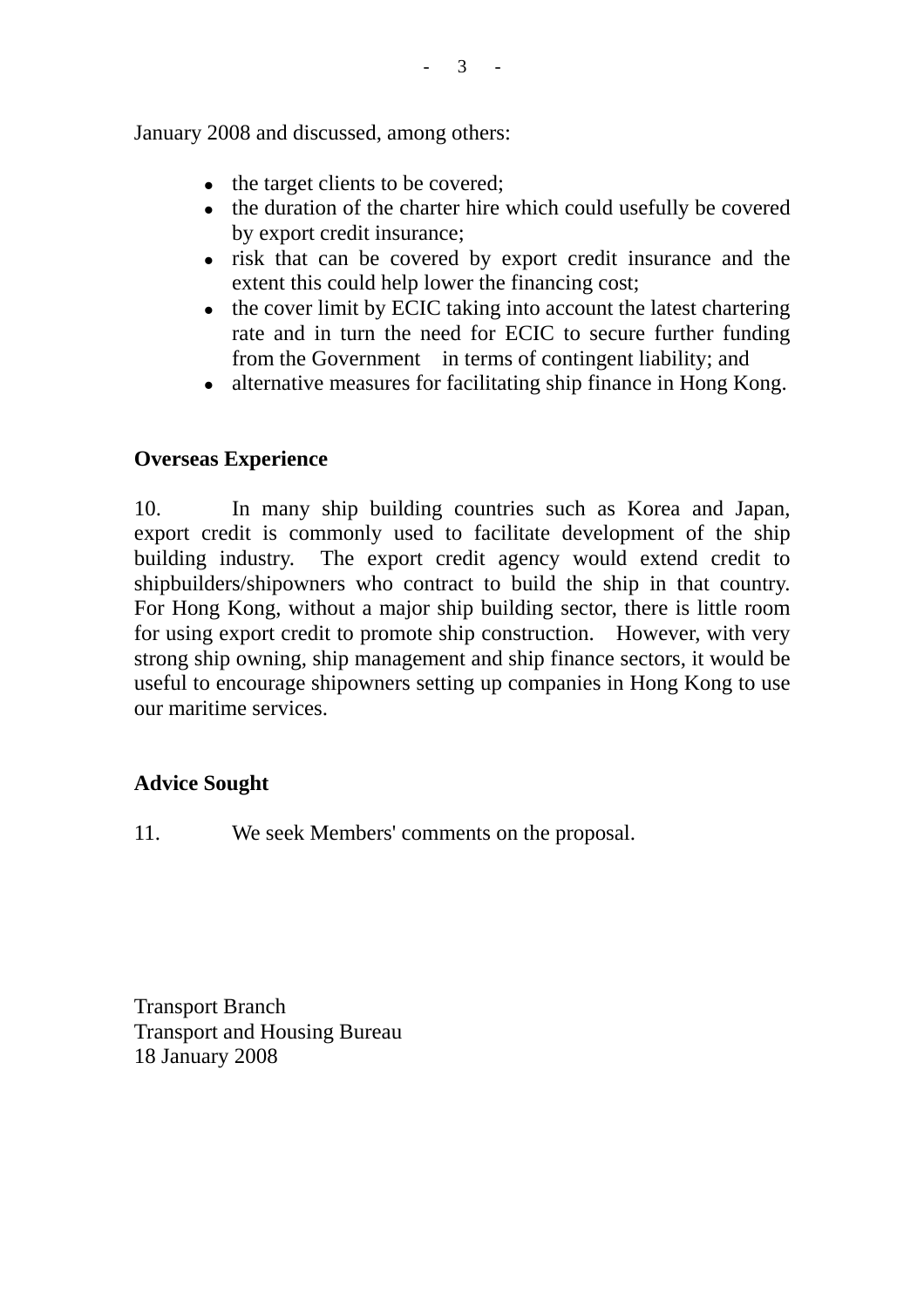January 2008 and discussed, among others:

- the target clients to be covered;
- the duration of the charter hire which could usefully be covered by export credit insurance;
- risk that can be covered by export credit insurance and the extent this could help lower the financing cost;
- the cover limit by ECIC taking into account the latest chartering rate and in turn the need for ECIC to secure further funding from the Government in terms of contingent liability; and
- alternative measures for facilitating ship finance in Hong Kong.

**Overseas Experience**

10. In many ship building countries such as Korea and Japan, export credit is commonly used to facilitate development of the ship building industry. The export credit agency would extend credit to shipbuilders/shipowners who contract to build the ship in that country. For Hong Kong, without a major ship building sector, there is little room for using export credit to promote ship construction. However, with very strong ship owning, ship management and ship finance sectors, it would be useful to encourage shipowners setting up companies in Hong Kong to use our maritime services.

**Advice Sought**

11. We seek Members' comments on the proposal.

Transport Branch
Transport and Housing Bureau
18 January 2008